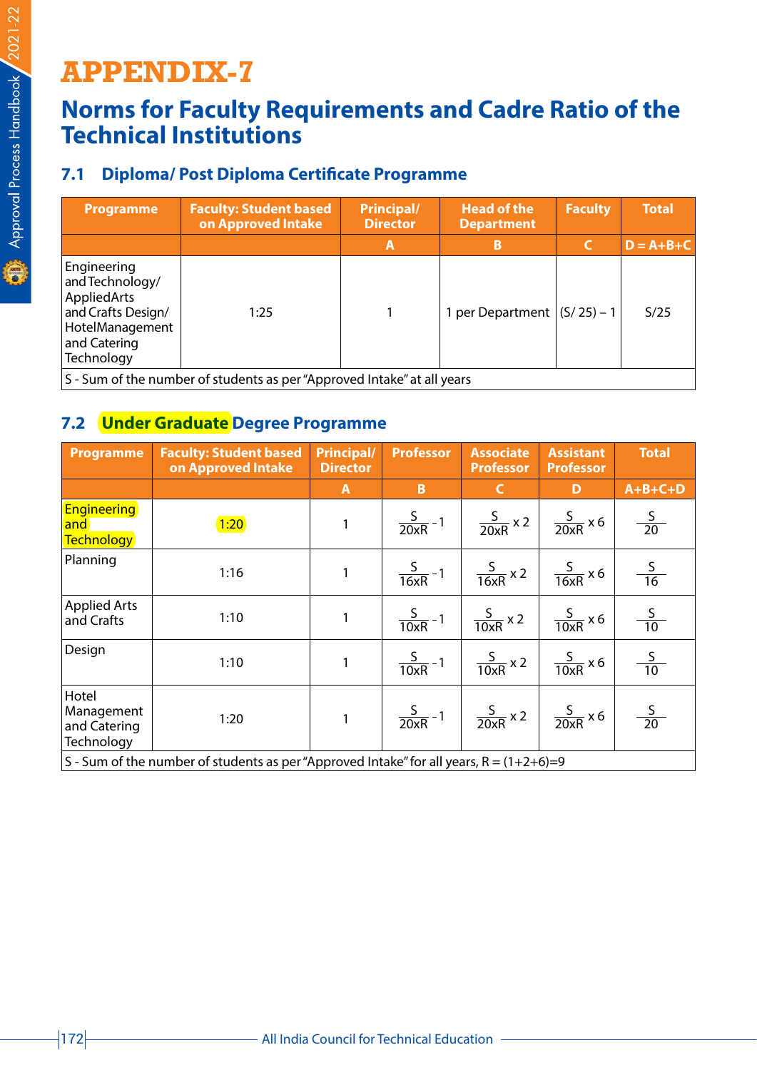# APPENDIX-7

## Norms for Faculty Requirements and Cadre Ratio of the Technical Institutions

### 7.1 Diploma/ Post Diploma Certificate Programme

| Programme | Faculty: Student based on Approved Intake | Principal/ Director | Head of the Department | Faculty | Total |
|---|---|---|---|---|---|
| | | A | B | C | D = A+B+C |
| Engineering and Technology/ AppliedArts and Crafts Design/ HotelManagement and Catering Technology | 1:25 | 1 | 1 per Department | (S/ 25) – 1 | S/25 |
| S - Sum of the number of students as per "Approved Intake" at all years | | | | | |

### 7.2 Under Graduate Degree Programme

| Programme | Faculty: Student based on Approved Intake | Principal/ Director | Professor | Associate Professor | Assistant Professor | Total |
|---|---|---|---|---|---|---|
| | | A | B | C | D | A+B+C+D |
| Engineering and Technology | 1:20 | 1 | $\frac{S}{20xR} - 1$ | $\frac{S}{20xR} \times 2$ | $\frac{S}{20xR} \times 6$ | $\frac{S}{20}$ |
| Planning | 1:16 | 1 | $\frac{S}{16xR} - 1$ | $\frac{S}{16xR} \times 2$ | $\frac{S}{16xR} \times 6$ | $\frac{S}{16}$ |
| Applied Arts and Crafts | 1:10 | 1 | $\frac{S}{10xR} - 1$ | $\frac{S}{10xR} \times 2$ | $\frac{S}{10xR} \times 6$ | $\frac{S}{10}$ |
| Design | 1:10 | 1 | $\frac{S}{10xR} - 1$ | $\frac{S}{10xR} \times 2$ | $\frac{S}{10xR} \times 6$ | $\frac{S}{10}$ |
| Hotel Management and Catering Technology | 1:20 | 1 | $\frac{S}{20xR} - 1$ | $\frac{S}{20xR} \times 2$ | $\frac{S}{20xR} \times 6$ | $\frac{S}{20}$ |
| S - Sum of the number of students as per "Approved Intake" for all years, R = (1+2+6)=9 | | | | | | |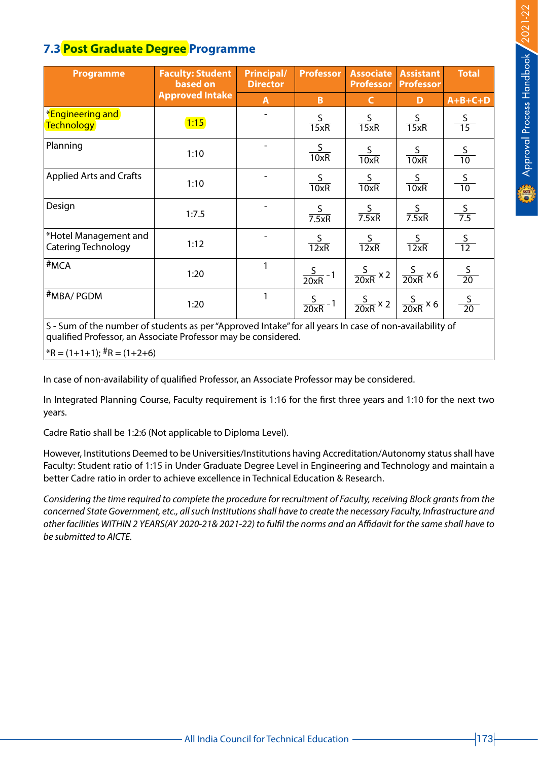### 7.3 Post Graduate Degree Programme

| Programme | Faculty: Student based on Approved Intake | Principal/ Director | Professor | Associate Professor | Assistant Professor | Total |
|---|---|---|---|---|---|---|
| | | A | B | C | D | A+B+C+D |
| *Engineering and Technology | 1:15 | - | $\frac{S}{15xR}$ | $\frac{S}{15xR}$ | $\frac{S}{15xR}$ | $\frac{S}{15}$ |
| Planning | 1:10 | - | $\frac{S}{10xR}$ | $\frac{S}{10xR}$ | $\frac{S}{10xR}$ | $\frac{S}{10}$ |
| Applied Arts and Crafts | 1:10 | - | $\frac{S}{10xR}$ | $\frac{S}{10xR}$ | $\frac{S}{10xR}$ | $\frac{S}{10}$ |
| Design | 1:7.5 | - | $\frac{S}{7.5xR}$ | $\frac{S}{7.5xR}$ | $\frac{S}{7.5xR}$ | $\frac{S}{7.5}$ |
| *Hotel Management and Catering Technology | 1:12 | - | $\frac{S}{12xR}$ | $\frac{S}{12xR}$ | $\frac{S}{12xR}$ | $\frac{S}{12}$ |
| #MCA | 1:20 | 1 | $\frac{S}{20xR} - 1$ | $\frac{S}{20xR} \times 2$ | $\frac{S}{20xR} \times 6$ | $\frac{S}{20}$ |
| #MBA/ PGDM | 1:20 | 1 | $\frac{S}{20xR} - 1$ | $\frac{S}{20xR} \times 2$ | $\frac{S}{20xR} \times 6$ | $\frac{S}{20}$ |
| S - Sum of the number of students as per "Approved Intake" for all years In case of non-availability of qualified Professor, an Associate Professor may be considered. *R = (1+1+1); #R = (1+2+6) | | | | | | |

In case of non-availability of qualified Professor, an Associate Professor may be considered.

In Integrated Planning Course, Faculty requirement is 1:16 for the first three years and 1:10 for the next two years.

Cadre Ratio shall be 1:2:6 (Not applicable to Diploma Level).

However, Institutions Deemed to be Universities/Institutions having Accreditation/Autonomy status shall have Faculty: Student ratio of 1:15 in Under Graduate Degree Level in Engineering and Technology and maintain a better Cadre ratio in order to achieve excellence in Technical Education & Research.

*Considering the time required to complete the procedure for recruitment of Faculty, receiving Block grants from the concerned State Government, etc., all such Institutions shall have to create the necessary Faculty, Infrastructure and other facilities WITHIN 2 YEARS(AY 2020-21& 2021-22) to fulfil the norms and an Affidavit for the same shall have to be submitted to AICTE.*